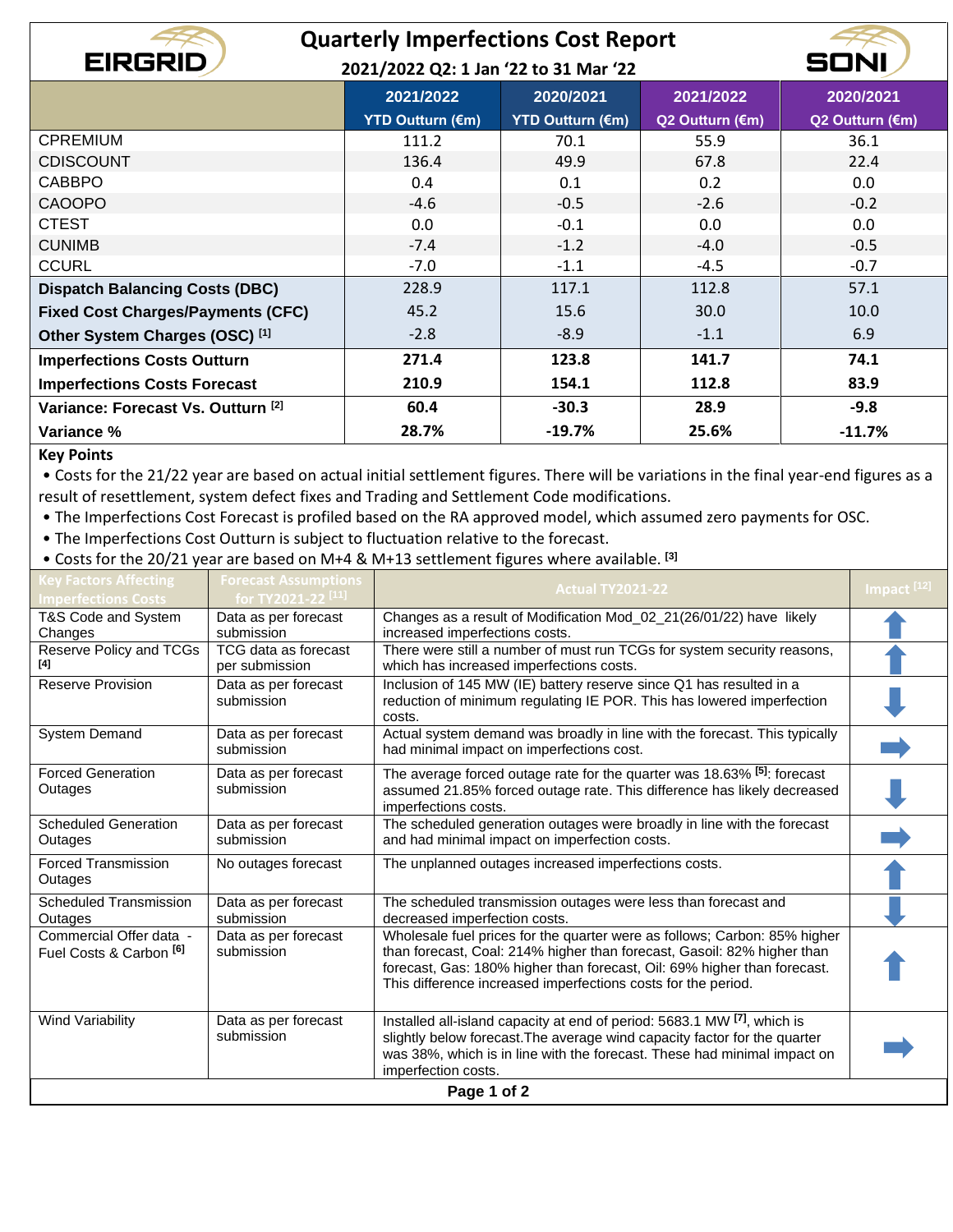# Quarterly Imperfections Cost Report

## 2021/2022 Q2: 1 Jan '22 to 31 Mar '22

| | 2021/2022 YTD Outturn (€m) | 2020/2021 YTD Outturn (€m) | 2021/2022 Q2 Outturn (€m) | 2020/2021 Q2 Outturn (€m) |
|---|---|---|---|---|
| CPREMIUM | 111.2 | 70.1 | 55.9 | 36.1 |
| CDISCOUNT | 136.4 | 49.9 | 67.8 | 22.4 |
| CABBPO | 0.4 | 0.1 | 0.2 | 0.0 |
| CAOOPO | -4.6 | -0.5 | -2.6 | -0.2 |
| CTEST | 0.0 | -0.1 | 0.0 | 0.0 |
| CUNIMB | -7.4 | -1.2 | -4.0 | -0.5 |
| CCURL | -7.0 | -1.1 | -4.5 | -0.7 |
| **Dispatch Balancing Costs (DBC)** | 228.9 | 117.1 | 112.8 | 57.1 |
| **Fixed Cost Charges/Payments (CFC)** | 45.2 | 15.6 | 30.0 | 10.0 |
| **Other System Charges (OSC) [1]** | -2.8 | -8.9 | -1.1 | 6.9 |
| **Imperfections Costs Outturn** | **271.4** | **123.8** | **141.7** | **74.1** |
| **Imperfections Costs Forecast** | **210.9** | **154.1** | **112.8** | **83.9** |
| **Variance: Forecast Vs. Outturn [2]** | **60.4** | **-30.3** | **28.9** | **-9.8** |
| **Variance %** | **28.7%** | **-19.7%** | **25.6%** | **-11.7%** |

**Key Points**

- Costs for the 21/22 year are based on actual initial settlement figures. There will be variations in the final year-end figures as a result of resettlement, system defect fixes and Trading and Settlement Code modifications.
- The Imperfections Cost Forecast is profiled based on the RA approved model, which assumed zero payments for OSC.
- The Imperfections Cost Outturn is subject to fluctuation relative to the forecast.
- Costs for the 20/21 year are based on M+4 & M+13 settlement figures where available. [3]

| Key Factors Affecting Imperfections Costs | Forecast Assumptions for TY2021-22 [11] | Actual TY2021-22 | Impact [12] |
|---|---|---|---|
| T&S Code and System Changes | Data as per forecast submission | Changes as a result of Modification Mod_02_21(26/01/22) have likely increased imperfections costs. | ⬆ |
| Reserve Policy and TCGs [4] | TCG data as forecast per submission | There were still a number of must run TCGs for system security reasons, which has increased imperfections costs. | ⬆ |
| Reserve Provision | Data as per forecast submission | Inclusion of 145 MW (IE) battery reserve since Q1 has resulted in a reduction of minimum regulating IE POR. This has lowered imperfection costs. | ⬇ |
| System Demand | Data as per forecast submission | Actual system demand was broadly in line with the forecast. This typically had minimal impact on imperfections cost. | ➡ |
| Forced Generation Outages | Data as per forecast submission | The average forced outage rate for the quarter was 18.63% [5]: forecast assumed 21.85% forced outage rate. This difference has likely decreased imperfections costs. | ⬇ |
| Scheduled Generation Outages | Data as per forecast submission | The scheduled generation outages were broadly in line with the forecast and had minimal impact on imperfection costs. | ➡ |
| Forced Transmission Outages | No outages forecast | The unplanned outages increased imperfections costs. | ⬆ |
| Scheduled Transmission Outages | Data as per forecast submission | The scheduled transmission outages were less than forecast and decreased imperfection costs. | ⬇ |
| Commercial Offer data - Fuel Costs & Carbon [6] | Data as per forecast submission | Wholesale fuel prices for the quarter were as follows; Carbon: 85% higher than forecast, Coal: 214% higher than forecast, Gasoil: 82% higher than forecast, Gas: 180% higher than forecast, Oil: 69% higher than forecast. This difference increased imperfections costs for the period. | ⬆ |
| Wind Variability | Data as per forecast submission | Installed all-island capacity at end of period: 5683.1 MW [7], which is slightly below forecast.The average wind capacity factor for the quarter was 38%, which is in line with the forecast. These had minimal impact on imperfection costs. | ➡ |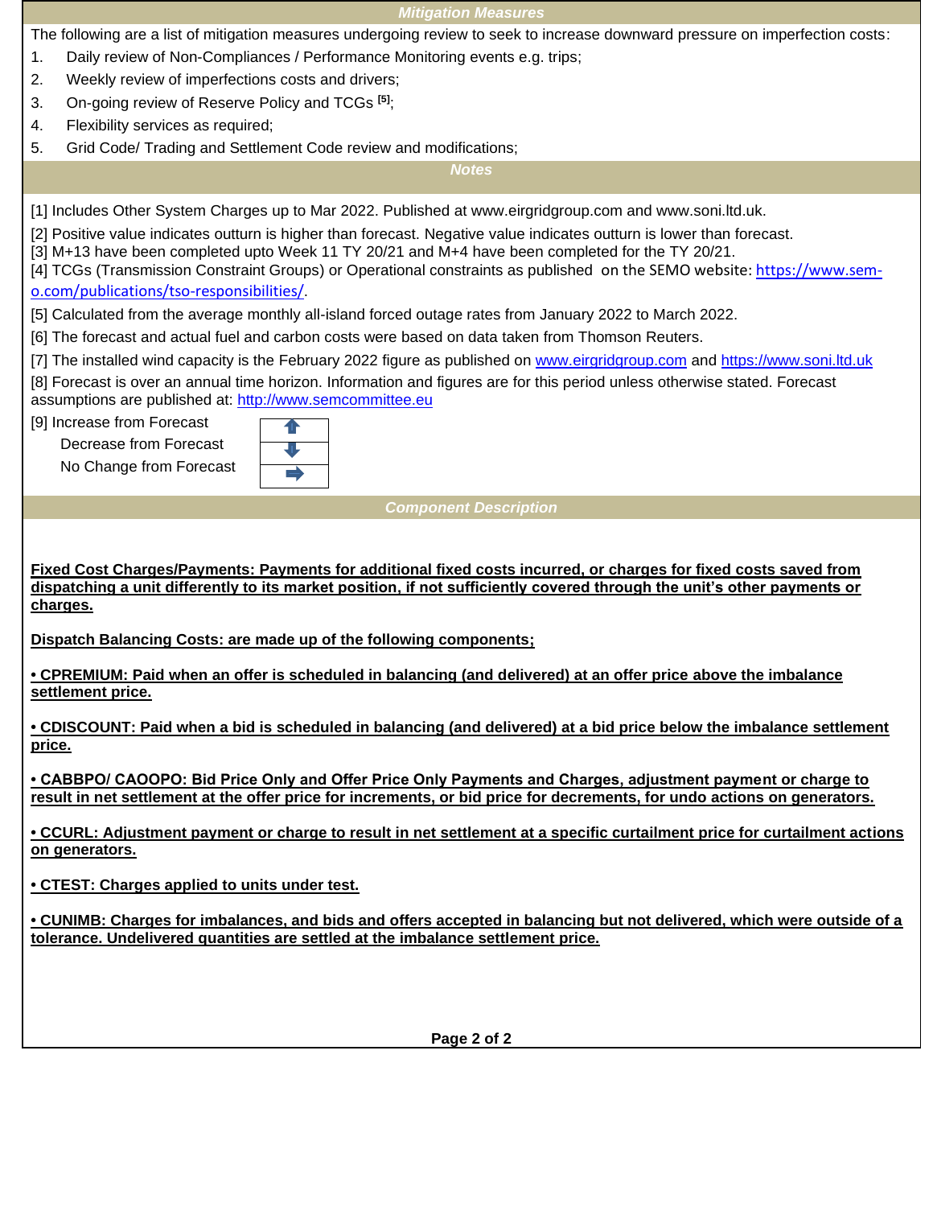## Mitigation Measures

The following are a list of mitigation measures undergoing review to seek to increase downward pressure on imperfection costs:

1. Daily review of Non-Compliances / Performance Monitoring events e.g. trips;
2. Weekly review of imperfections costs and drivers;
3. On-going review of Reserve Policy and TCGs [5];
4. Flexibility services as required;
5. Grid Code/ Trading and Settlement Code review and modifications;

## Notes

[1] Includes Other System Charges up to Mar 2022. Published at www.eirgridgroup.com and www.soni.ltd.uk.

[2] Positive value indicates outturn is higher than forecast. Negative value indicates outturn is lower than forecast.

[3] M+13 have been completed upto Week 11 TY 20/21 and M+4 have been completed for the TY 20/21.

[4] TCGs (Transmission Constraint Groups) or Operational constraints as published on the SEMO website: https://www.sem-o.com/publications/tso-responsibilities/.

[5] Calculated from the average monthly all-island forced outage rates from January 2022 to March 2022.

[6] The forecast and actual fuel and carbon costs were based on data taken from Thomson Reuters.

[7] The installed wind capacity is the February 2022 figure as published on www.eirgridgroup.com and https://www.soni.ltd.uk

[8] Forecast is over an annual time horizon. Information and figures are for this period unless otherwise stated. Forecast assumptions are published at: http://www.semcommittee.eu

[9] Increase from Forecast ⬆
Decrease from Forecast ⬇
No Change from Forecast ➡

## Component Description

**Fixed Cost Charges/Payments: Payments for additional fixed costs incurred, or charges for fixed costs saved from dispatching a unit differently to its market position, if not sufficiently covered through the unit's other payments or charges.**

**Dispatch Balancing Costs: are made up of the following components;**

- **CPREMIUM: Paid when an offer is scheduled in balancing (and delivered) at an offer price above the imbalance settlement price.**
- **CDISCOUNT: Paid when a bid is scheduled in balancing (and delivered) at a bid price below the imbalance settlement price.**
- **CABBPO/ CAOOPO: Bid Price Only and Offer Price Only Payments and Charges, adjustment payment or charge to result in net settlement at the offer price for increments, or bid price for decrements, for undo actions on generators.**
- **CCURL: Adjustment payment or charge to result in net settlement at a specific curtailment price for curtailment actions on generators.**
- **CTEST: Charges applied to units under test.**
- **CUNIMB: Charges for imbalances, and bids and offers accepted in balancing but not delivered, which were outside of a tolerance. Undelivered quantities are settled at the imbalance settlement price.**